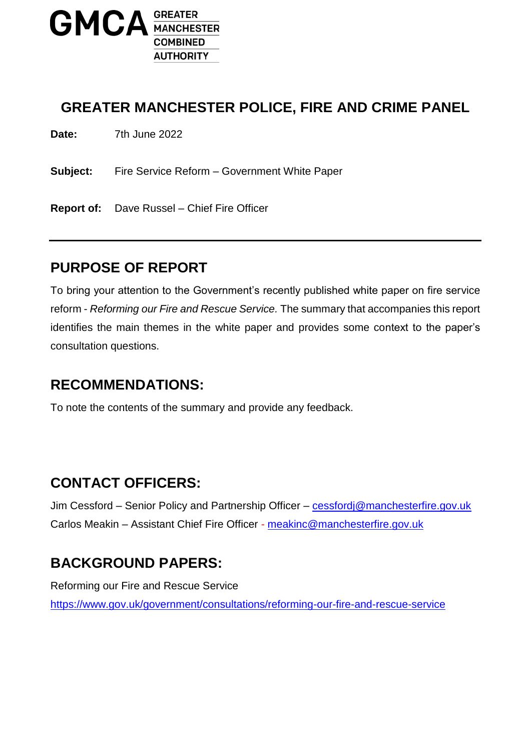GMCA GREATER MANCHESTER COMBINED AUTHORITY

# GREATER MANCHESTER POLICE, FIRE AND CRIME PANEL

**Date:** 7th June 2022

**Subject:** Fire Service Reform – Government White Paper

**Report of:** Dave Russel – Chief Fire Officer

---

## PURPOSE OF REPORT

To bring your attention to the Government's recently published white paper on fire service reform - *Reforming our Fire and Rescue Service.* The summary that accompanies this report identifies the main themes in the white paper and provides some context to the paper's consultation questions.

## RECOMMENDATIONS:

To note the contents of the summary and provide any feedback.

## CONTACT OFFICERS:

Jim Cessford – Senior Policy and Partnership Officer – cessfordj@manchesterfire.gov.uk
Carlos Meakin – Assistant Chief Fire Officer - meakinc@manchesterfire.gov.uk

## BACKGROUND PAPERS:

Reforming our Fire and Rescue Service
https://www.gov.uk/government/consultations/reforming-our-fire-and-rescue-service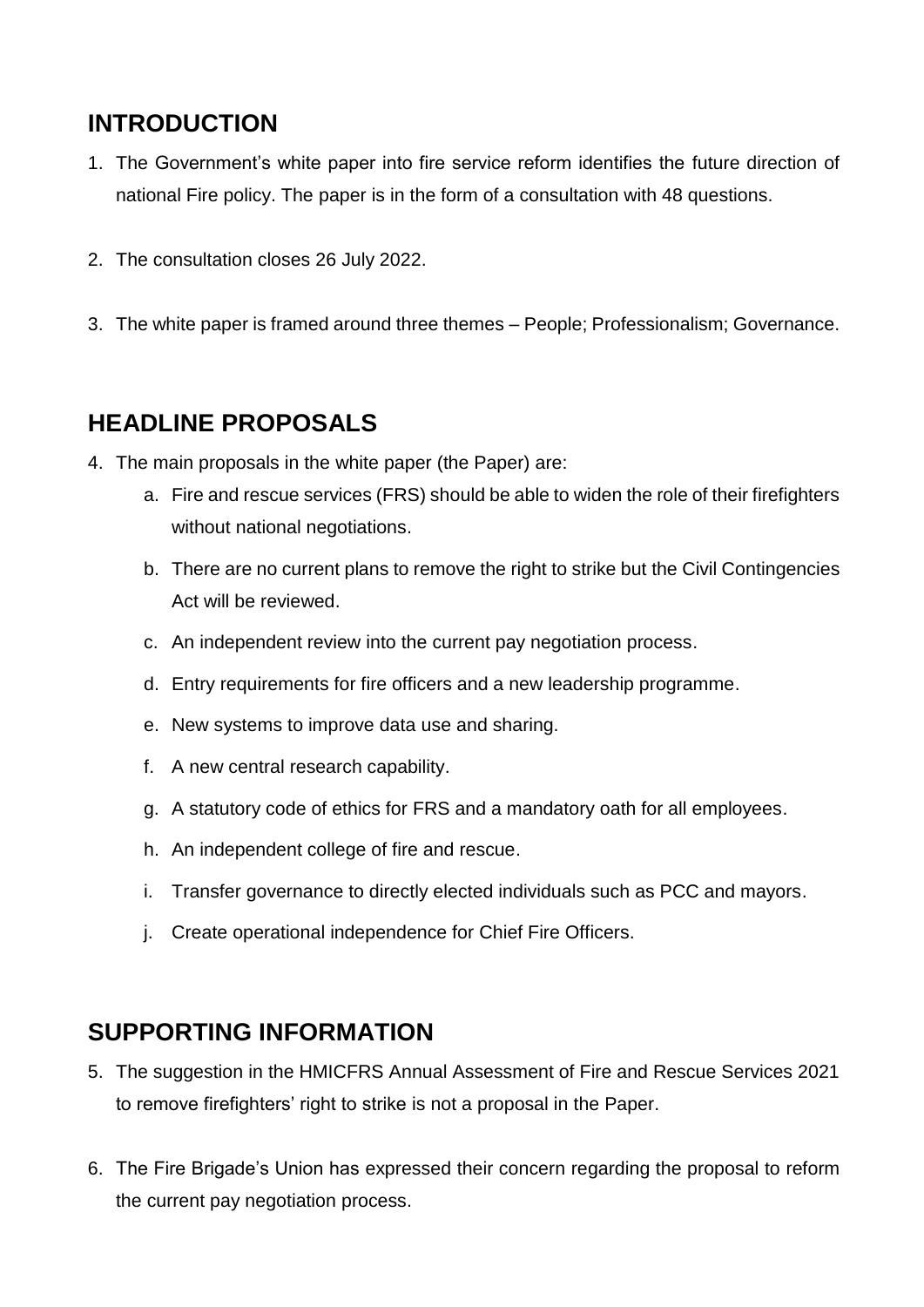## INTRODUCTION

1. The Government's white paper into fire service reform identifies the future direction of national Fire policy. The paper is in the form of a consultation with 48 questions.

2. The consultation closes 26 July 2022.

3. The white paper is framed around three themes – People; Professionalism; Governance.

## HEADLINE PROPOSALS

4. The main proposals in the white paper (the Paper) are:
   a. Fire and rescue services (FRS) should be able to widen the role of their firefighters without national negotiations.
   b. There are no current plans to remove the right to strike but the Civil Contingencies Act will be reviewed.
   c. An independent review into the current pay negotiation process.
   d. Entry requirements for fire officers and a new leadership programme.
   e. New systems to improve data use and sharing.
   f. A new central research capability.
   g. A statutory code of ethics for FRS and a mandatory oath for all employees.
   h. An independent college of fire and rescue.
   i. Transfer governance to directly elected individuals such as PCC and mayors.
   j. Create operational independence for Chief Fire Officers.

## SUPPORTING INFORMATION

5. The suggestion in the HMICFRS Annual Assessment of Fire and Rescue Services 2021 to remove firefighters' right to strike is not a proposal in the Paper.

6. The Fire Brigade's Union has expressed their concern regarding the proposal to reform the current pay negotiation process.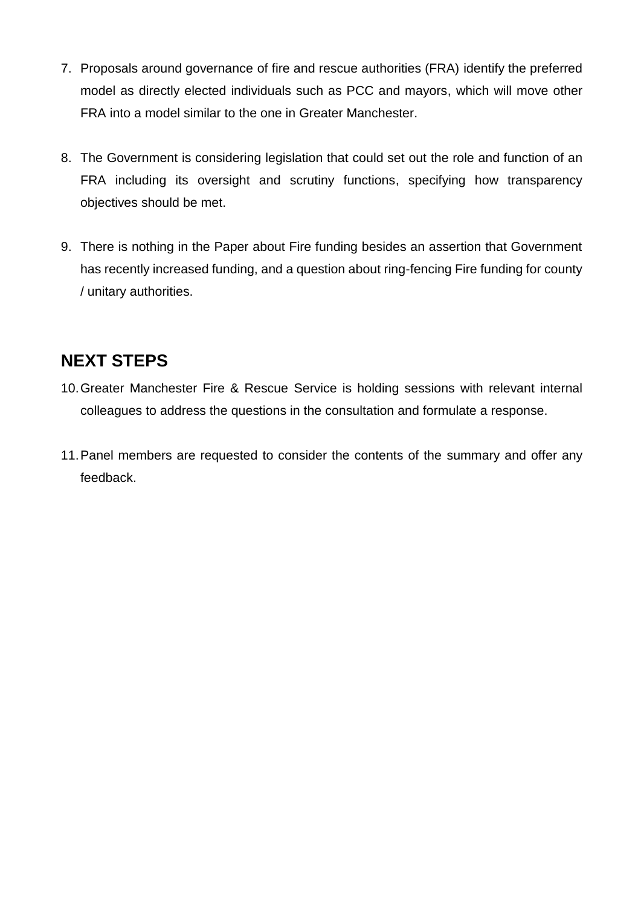7. Proposals around governance of fire and rescue authorities (FRA) identify the preferred model as directly elected individuals such as PCC and mayors, which will move other FRA into a model similar to the one in Greater Manchester.

8. The Government is considering legislation that could set out the role and function of an FRA including its oversight and scrutiny functions, specifying how transparency objectives should be met.

9. There is nothing in the Paper about Fire funding besides an assertion that Government has recently increased funding, and a question about ring-fencing Fire funding for county / unitary authorities.

## NEXT STEPS

10. Greater Manchester Fire & Rescue Service is holding sessions with relevant internal colleagues to address the questions in the consultation and formulate a response.

11. Panel members are requested to consider the contents of the summary and offer any feedback.